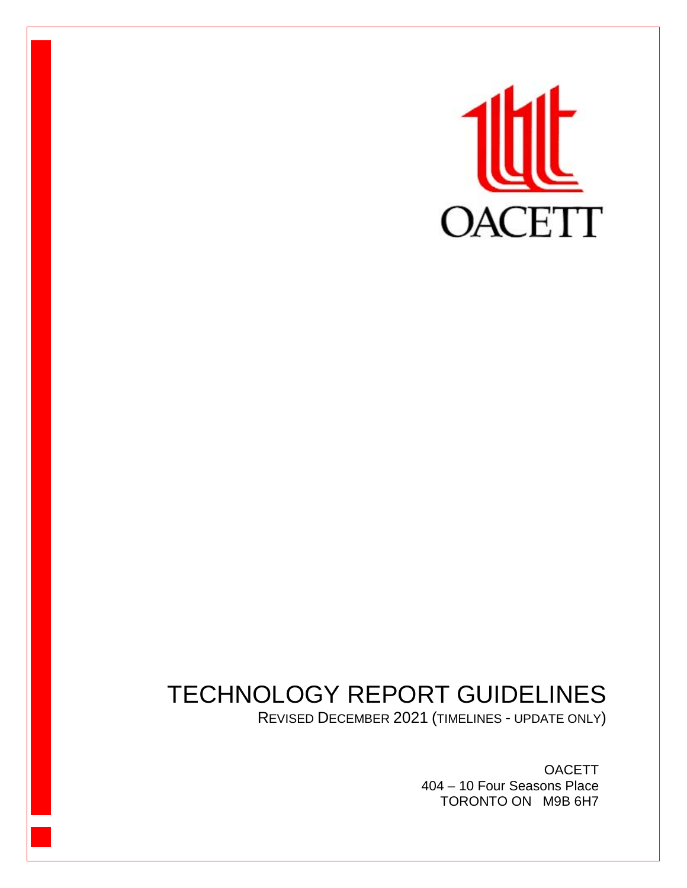OACETT

# TECHNOLOGY REPORT GUIDELINES

REVISED DECEMBER 2021 (TIMELINES - UPDATE ONLY)

OACETT
404 – 10 Four Seasons Place
TORONTO ON M9B 6H7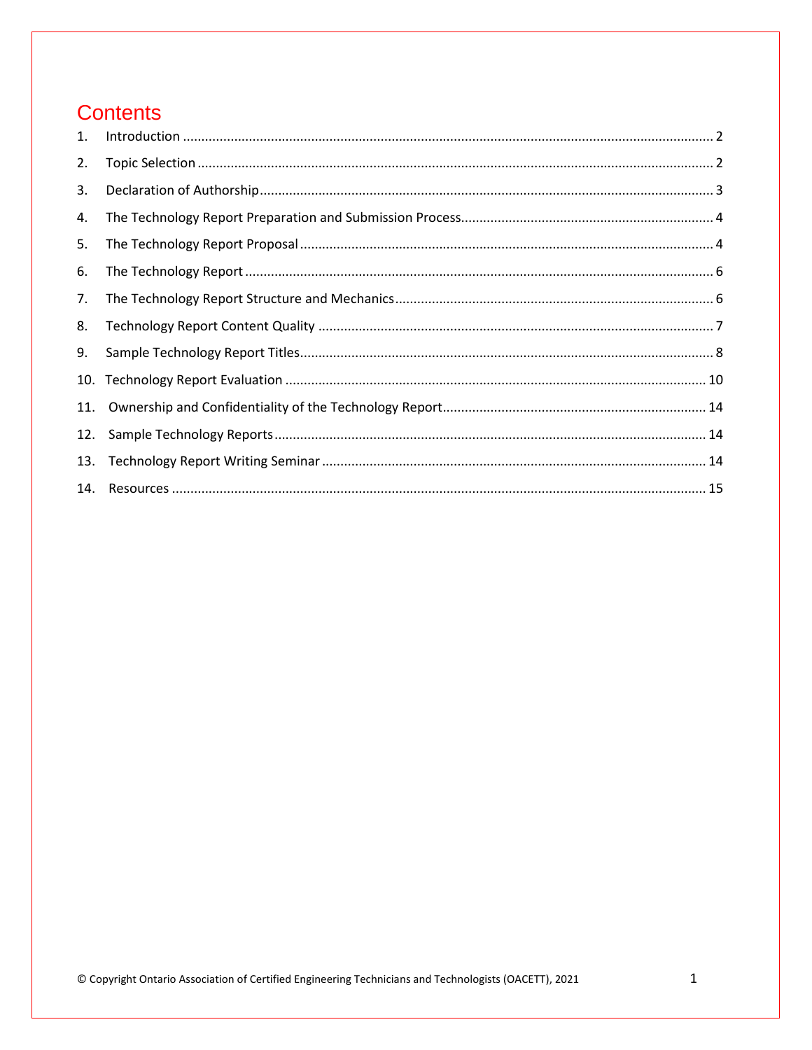# Contents

1. Introduction ........................................................................ 2
2. Topic Selection ........................................................................ 2
3. Declaration of Authorship ........................................................................ 3
4. The Technology Report Preparation and Submission Process ........................................................................ 4
5. The Technology Report Proposal ........................................................................ 4
6. The Technology Report ........................................................................ 6
7. The Technology Report Structure and Mechanics ........................................................................ 6
8. Technology Report Content Quality ........................................................................ 7
9. Sample Technology Report Titles ........................................................................ 8
10. Technology Report Evaluation ........................................................................ 10
11. Ownership and Confidentiality of the Technology Report ........................................................................ 14
12. Sample Technology Reports ........................................................................ 14
13. Technology Report Writing Seminar ........................................................................ 14
14. Resources ........................................................................ 15

© Copyright Ontario Association of Certified Engineering Technicians and Technologists (OACETT), 2021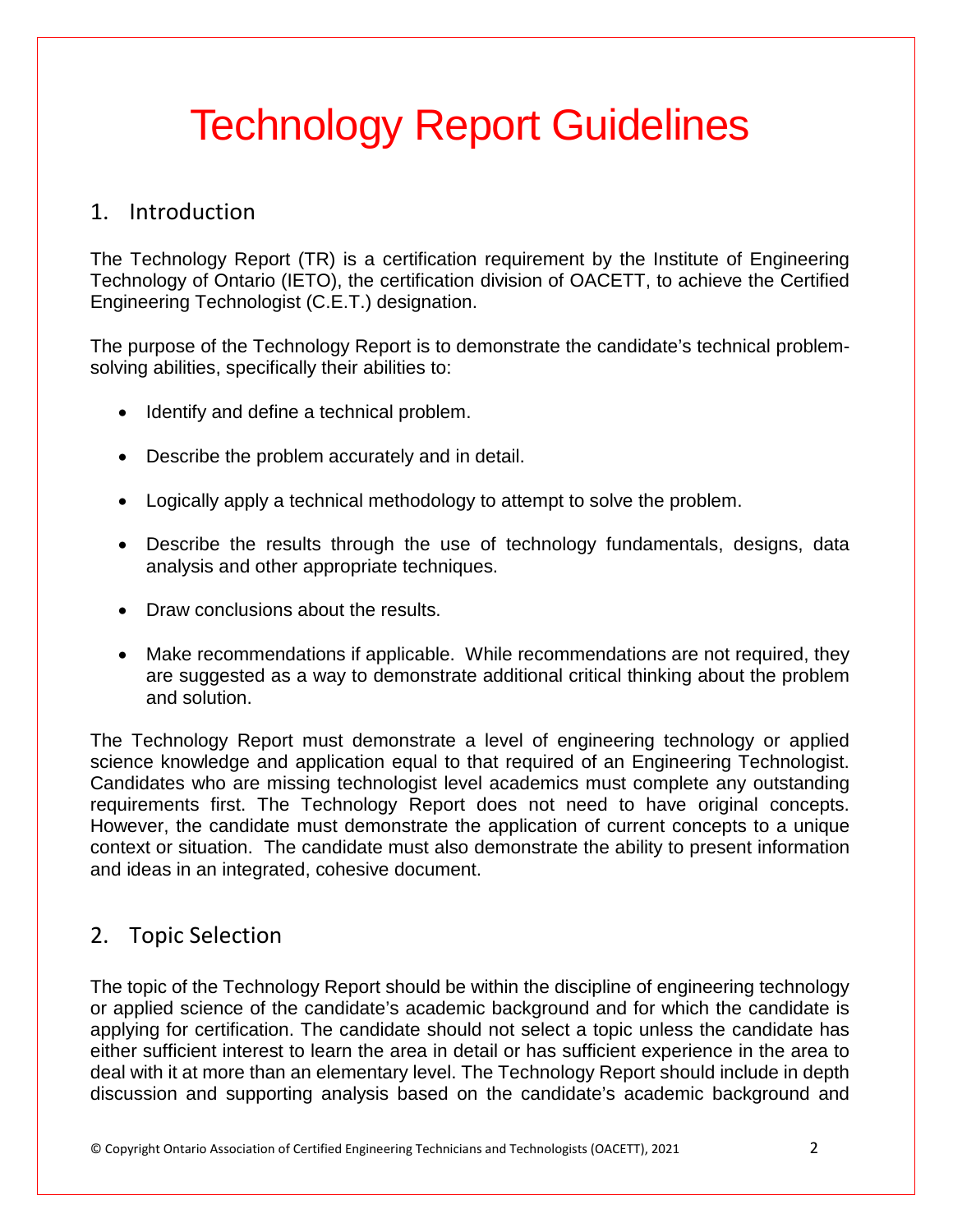# Technology Report Guidelines

## 1. Introduction

The Technology Report (TR) is a certification requirement by the Institute of Engineering Technology of Ontario (IETO), the certification division of OACETT, to achieve the Certified Engineering Technologist (C.E.T.) designation.

The purpose of the Technology Report is to demonstrate the candidate's technical problem-solving abilities, specifically their abilities to:

- Identify and define a technical problem.
- Describe the problem accurately and in detail.
- Logically apply a technical methodology to attempt to solve the problem.
- Describe the results through the use of technology fundamentals, designs, data analysis and other appropriate techniques.
- Draw conclusions about the results.
- Make recommendations if applicable. While recommendations are not required, they are suggested as a way to demonstrate additional critical thinking about the problem and solution.

The Technology Report must demonstrate a level of engineering technology or applied science knowledge and application equal to that required of an Engineering Technologist. Candidates who are missing technologist level academics must complete any outstanding requirements first. The Technology Report does not need to have original concepts. However, the candidate must demonstrate the application of current concepts to a unique context or situation. The candidate must also demonstrate the ability to present information and ideas in an integrated, cohesive document.

## 2. Topic Selection

The topic of the Technology Report should be within the discipline of engineering technology or applied science of the candidate's academic background and for which the candidate is applying for certification. The candidate should not select a topic unless the candidate has either sufficient interest to learn the area in detail or has sufficient experience in the area to deal with it at more than an elementary level. The Technology Report should include in depth discussion and supporting analysis based on the candidate's academic background and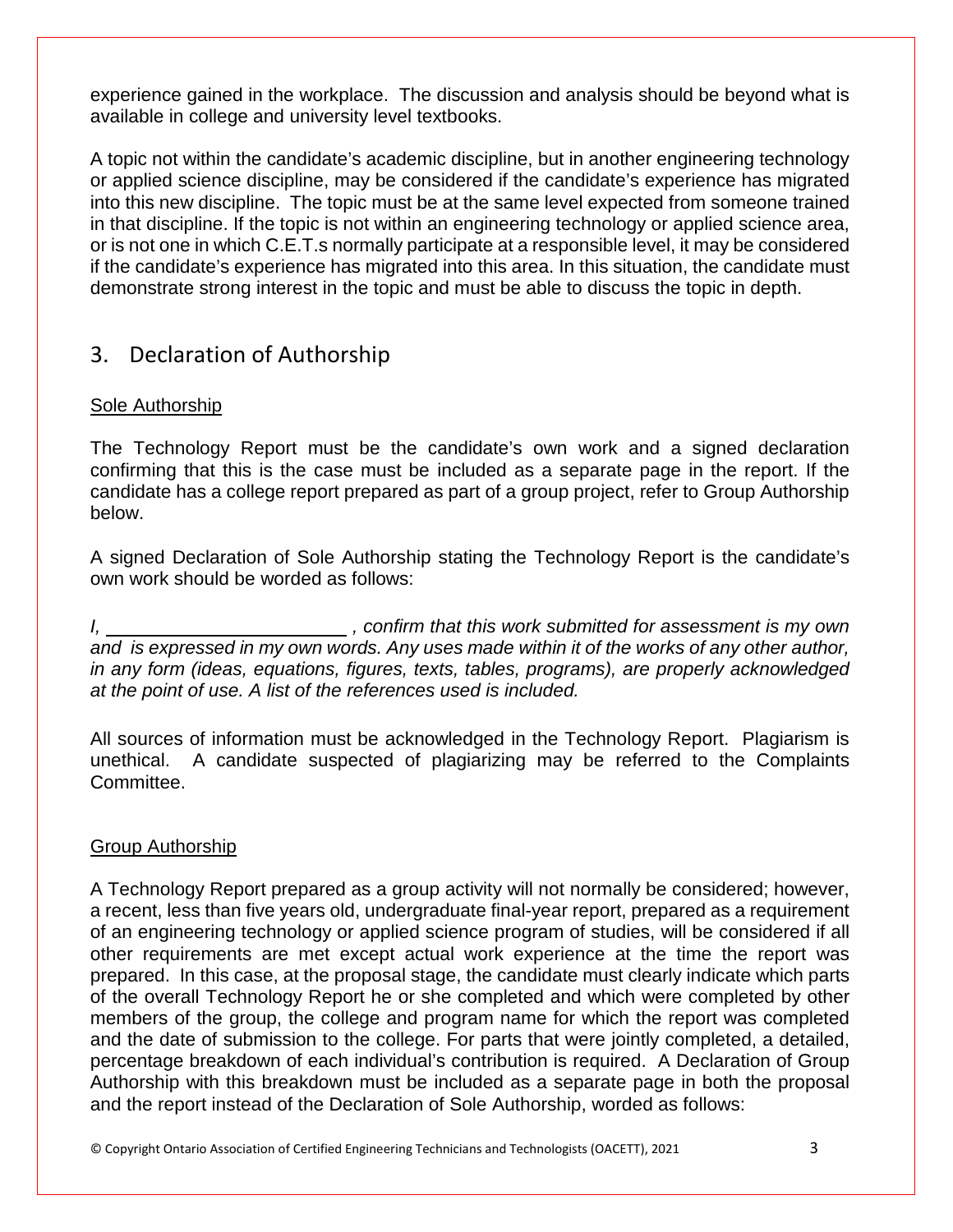experience gained in the workplace. The discussion and analysis should be beyond what is available in college and university level textbooks.

A topic not within the candidate's academic discipline, but in another engineering technology or applied science discipline, may be considered if the candidate's experience has migrated into this new discipline. The topic must be at the same level expected from someone trained in that discipline. If the topic is not within an engineering technology or applied science area, or is not one in which C.E.T.s normally participate at a responsible level, it may be considered if the candidate's experience has migrated into this area. In this situation, the candidate must demonstrate strong interest in the topic and must be able to discuss the topic in depth.

## 3. Declaration of Authorship

### Sole Authorship

The Technology Report must be the candidate's own work and a signed declaration confirming that this is the case must be included as a separate page in the report. If the candidate has a college report prepared as part of a group project, refer to Group Authorship below.

A signed Declaration of Sole Authorship stating the Technology Report is the candidate's own work should be worded as follows:

*I, ________________________ , confirm that this work submitted for assessment is my own and is expressed in my own words. Any uses made within it of the works of any other author, in any form (ideas, equations, figures, texts, tables, programs), are properly acknowledged at the point of use. A list of the references used is included.*

All sources of information must be acknowledged in the Technology Report. Plagiarism is unethical. A candidate suspected of plagiarizing may be referred to the Complaints Committee.

### Group Authorship

A Technology Report prepared as a group activity will not normally be considered; however, a recent, less than five years old, undergraduate final-year report, prepared as a requirement of an engineering technology or applied science program of studies, will be considered if all other requirements are met except actual work experience at the time the report was prepared. In this case, at the proposal stage, the candidate must clearly indicate which parts of the overall Technology Report he or she completed and which were completed by other members of the group, the college and program name for which the report was completed and the date of submission to the college. For parts that were jointly completed, a detailed, percentage breakdown of each individual's contribution is required. A Declaration of Group Authorship with this breakdown must be included as a separate page in both the proposal and the report instead of the Declaration of Sole Authorship, worded as follows: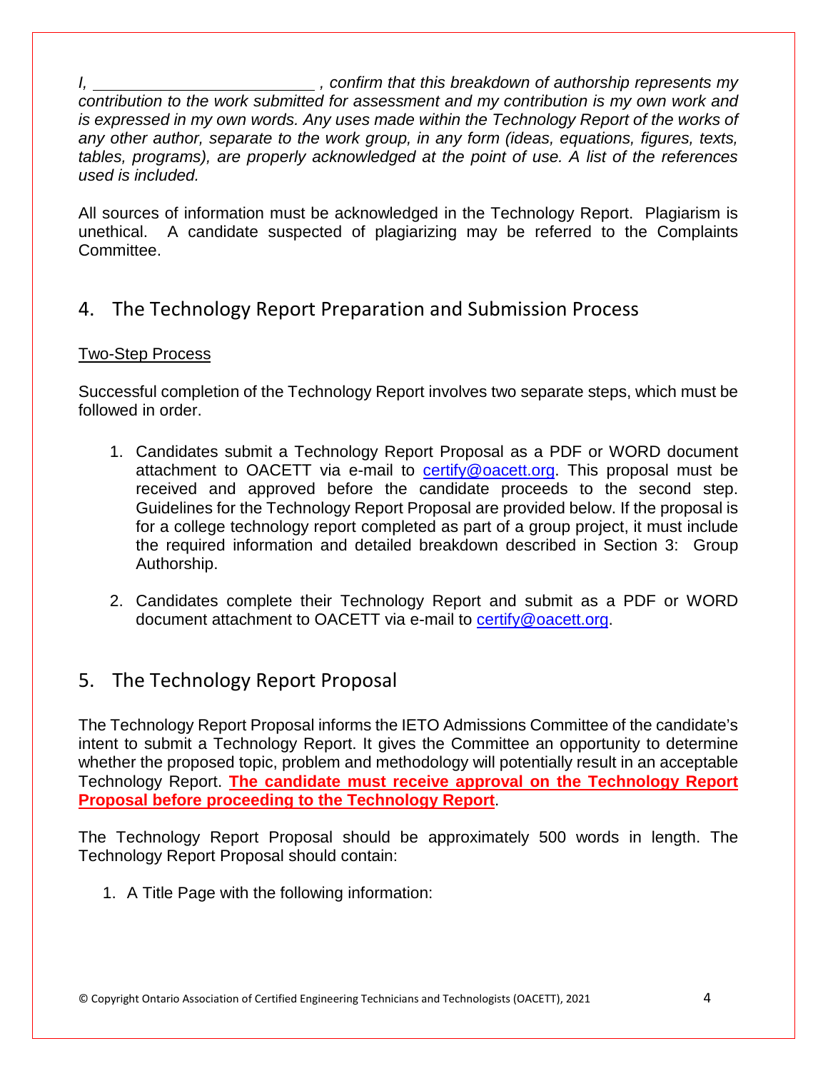*I, ________________________, confirm that this breakdown of authorship represents my contribution to the work submitted for assessment and my contribution is my own work and is expressed in my own words. Any uses made within the Technology Report of the works of any other author, separate to the work group, in any form (ideas, equations, figures, texts, tables, programs), are properly acknowledged at the point of use. A list of the references used is included.*

All sources of information must be acknowledged in the Technology Report. Plagiarism is unethical. A candidate suspected of plagiarizing may be referred to the Complaints Committee.

## 4. The Technology Report Preparation and Submission Process

<u>Two-Step Process</u>

Successful completion of the Technology Report involves two separate steps, which must be followed in order.

1. Candidates submit a Technology Report Proposal as a PDF or WORD document attachment to OACETT via e-mail to certify@oacett.org. This proposal must be received and approved before the candidate proceeds to the second step. Guidelines for the Technology Report Proposal are provided below. If the proposal is for a college technology report completed as part of a group project, it must include the required information and detailed breakdown described in Section 3: Group Authorship.

2. Candidates complete their Technology Report and submit as a PDF or WORD document attachment to OACETT via e-mail to certify@oacett.org.

## 5. The Technology Report Proposal

The Technology Report Proposal informs the IETO Admissions Committee of the candidate's intent to submit a Technology Report. It gives the Committee an opportunity to determine whether the proposed topic, problem and methodology will potentially result in an acceptable Technology Report. **<u>The candidate must receive approval on the Technology Report Proposal before proceeding to the Technology Report</u>**.

The Technology Report Proposal should be approximately 500 words in length. The Technology Report Proposal should contain:

1. A Title Page with the following information: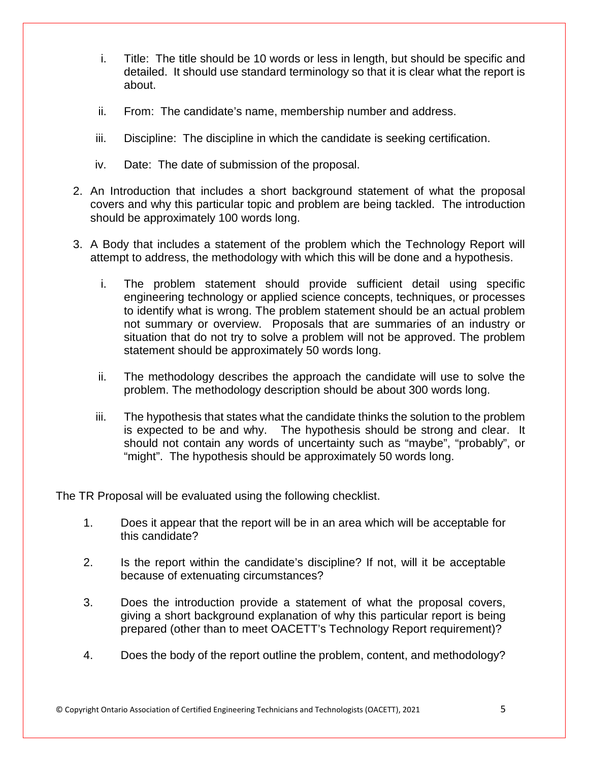i. Title: The title should be 10 words or less in length, but should be specific and detailed. It should use standard terminology so that it is clear what the report is about.

    ii. From: The candidate's name, membership number and address.

    iii. Discipline: The discipline in which the candidate is seeking certification.

    iv. Date: The date of submission of the proposal.

2. An Introduction that includes a short background statement of what the proposal covers and why this particular topic and problem are being tackled. The introduction should be approximately 100 words long.

3. A Body that includes a statement of the problem which the Technology Report will attempt to address, the methodology with which this will be done and a hypothesis.

    i. The problem statement should provide sufficient detail using specific engineering technology or applied science concepts, techniques, or processes to identify what is wrong. The problem statement should be an actual problem not summary or overview. Proposals that are summaries of an industry or situation that do not try to solve a problem will not be approved. The problem statement should be approximately 50 words long.

    ii. The methodology describes the approach the candidate will use to solve the problem. The methodology description should be about 300 words long.

    iii. The hypothesis that states what the candidate thinks the solution to the problem is expected to be and why. The hypothesis should be strong and clear. It should not contain any words of uncertainty such as "maybe", "probably", or "might". The hypothesis should be approximately 50 words long.

The TR Proposal will be evaluated using the following checklist.

1. Does it appear that the report will be in an area which will be acceptable for this candidate?

2. Is the report within the candidate's discipline? If not, will it be acceptable because of extenuating circumstances?

3. Does the introduction provide a statement of what the proposal covers, giving a short background explanation of why this particular report is being prepared (other than to meet OACETT's Technology Report requirement)?

4. Does the body of the report outline the problem, content, and methodology?

© Copyright Ontario Association of Certified Engineering Technicians and Technologists (OACETT), 2021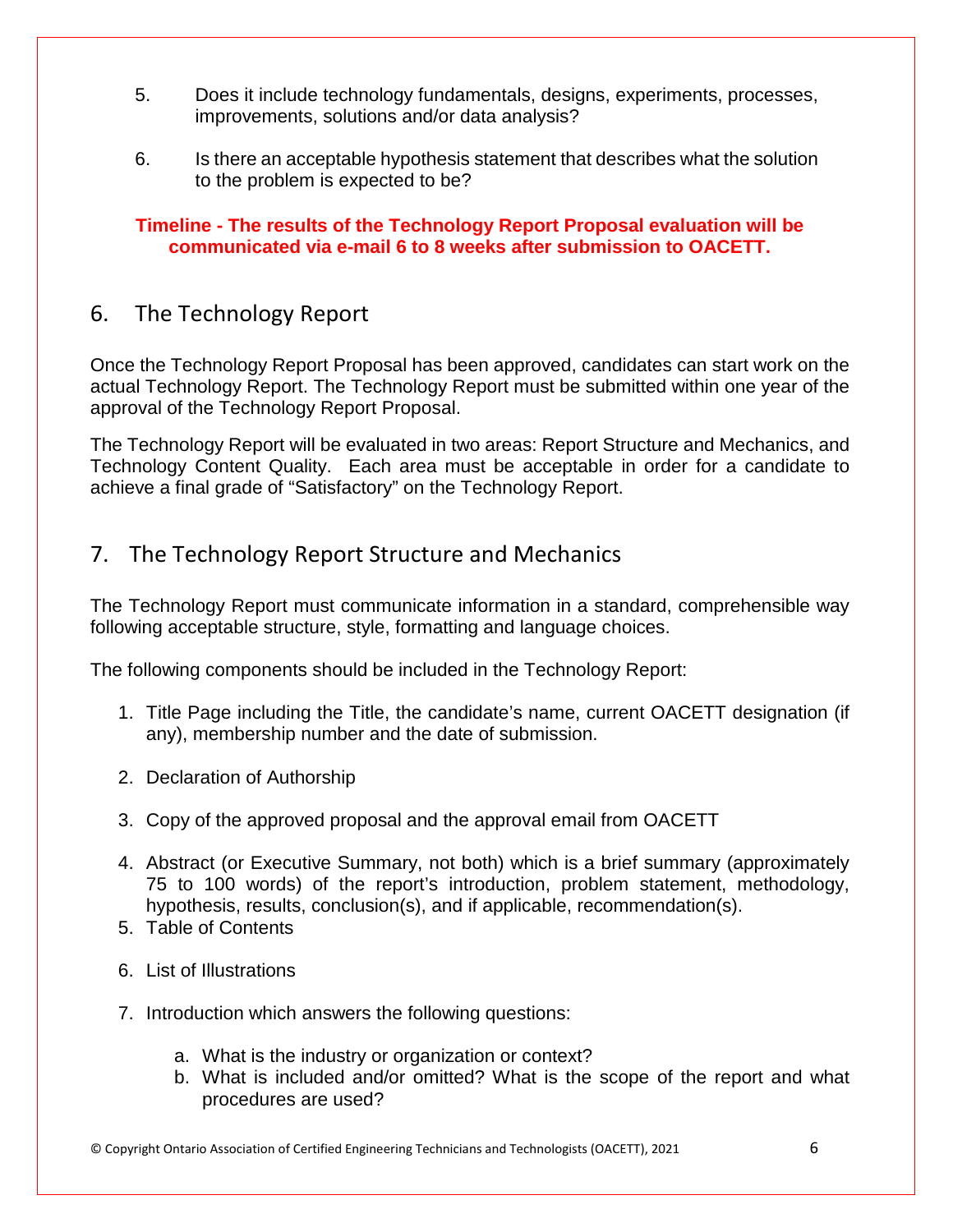5. Does it include technology fundamentals, designs, experiments, processes, improvements, solutions and/or data analysis?

6. Is there an acceptable hypothesis statement that describes what the solution to the problem is expected to be?

**Timeline - The results of the Technology Report Proposal evaluation will be communicated via e-mail 6 to 8 weeks after submission to OACETT.**

## 6. The Technology Report

Once the Technology Report Proposal has been approved, candidates can start work on the actual Technology Report. The Technology Report must be submitted within one year of the approval of the Technology Report Proposal.

The Technology Report will be evaluated in two areas: Report Structure and Mechanics, and Technology Content Quality. Each area must be acceptable in order for a candidate to achieve a final grade of "Satisfactory" on the Technology Report.

## 7. The Technology Report Structure and Mechanics

The Technology Report must communicate information in a standard, comprehensible way following acceptable structure, style, formatting and language choices.

The following components should be included in the Technology Report:

1. Title Page including the Title, the candidate's name, current OACETT designation (if any), membership number and the date of submission.
2. Declaration of Authorship
3. Copy of the approved proposal and the approval email from OACETT
4. Abstract (or Executive Summary, not both) which is a brief summary (approximately 75 to 100 words) of the report's introduction, problem statement, methodology, hypothesis, results, conclusion(s), and if applicable, recommendation(s).
5. Table of Contents
6. List of Illustrations
7. Introduction which answers the following questions:
    a. What is the industry or organization or context?
    b. What is included and/or omitted? What is the scope of the report and what procedures are used?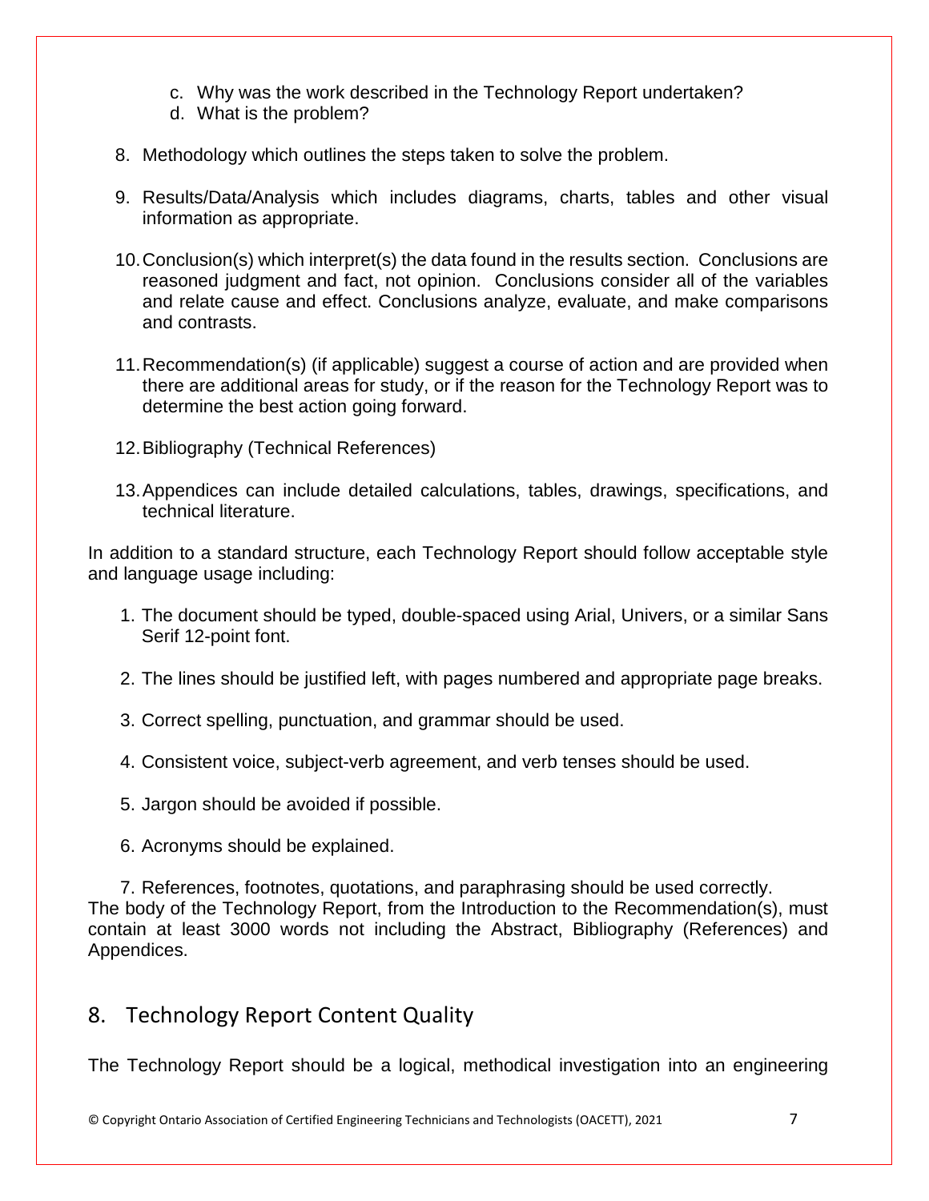c. Why was the work described in the Technology Report undertaken?
d. What is the problem?

8. Methodology which outlines the steps taken to solve the problem.

9. Results/Data/Analysis which includes diagrams, charts, tables and other visual information as appropriate.

10. Conclusion(s) which interpret(s) the data found in the results section. Conclusions are reasoned judgment and fact, not opinion. Conclusions consider all of the variables and relate cause and effect. Conclusions analyze, evaluate, and make comparisons and contrasts.

11. Recommendation(s) (if applicable) suggest a course of action and are provided when there are additional areas for study, or if the reason for the Technology Report was to determine the best action going forward.

12. Bibliography (Technical References)

13. Appendices can include detailed calculations, tables, drawings, specifications, and technical literature.

In addition to a standard structure, each Technology Report should follow acceptable style and language usage including:

1. The document should be typed, double-spaced using Arial, Univers, or a similar Sans Serif 12-point font.

2. The lines should be justified left, with pages numbered and appropriate page breaks.

3. Correct spelling, punctuation, and grammar should be used.

4. Consistent voice, subject-verb agreement, and verb tenses should be used.

5. Jargon should be avoided if possible.

6. Acronyms should be explained.

7. References, footnotes, quotations, and paraphrasing should be used correctly.

The body of the Technology Report, from the Introduction to the Recommendation(s), must contain at least 3000 words not including the Abstract, Bibliography (References) and Appendices.

## 8. Technology Report Content Quality

The Technology Report should be a logical, methodical investigation into an engineering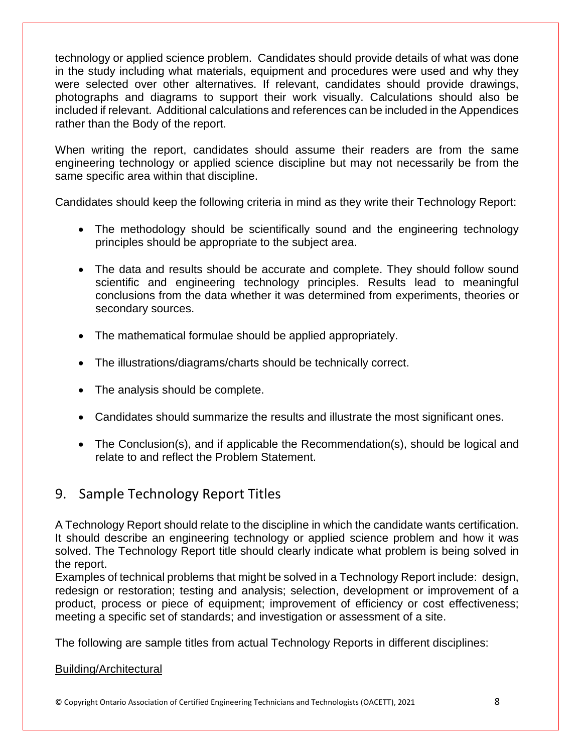technology or applied science problem. Candidates should provide details of what was done in the study including what materials, equipment and procedures were used and why they were selected over other alternatives. If relevant, candidates should provide drawings, photographs and diagrams to support their work visually. Calculations should also be included if relevant. Additional calculations and references can be included in the Appendices rather than the Body of the report.

When writing the report, candidates should assume their readers are from the same engineering technology or applied science discipline but may not necessarily be from the same specific area within that discipline.

Candidates should keep the following criteria in mind as they write their Technology Report:

- The methodology should be scientifically sound and the engineering technology principles should be appropriate to the subject area.
- The data and results should be accurate and complete. They should follow sound scientific and engineering technology principles. Results lead to meaningful conclusions from the data whether it was determined from experiments, theories or secondary sources.
- The mathematical formulae should be applied appropriately.
- The illustrations/diagrams/charts should be technically correct.
- The analysis should be complete.
- Candidates should summarize the results and illustrate the most significant ones.
- The Conclusion(s), and if applicable the Recommendation(s), should be logical and relate to and reflect the Problem Statement.

## 9. Sample Technology Report Titles

A Technology Report should relate to the discipline in which the candidate wants certification. It should describe an engineering technology or applied science problem and how it was solved. The Technology Report title should clearly indicate what problem is being solved in the report.
Examples of technical problems that might be solved in a Technology Report include: design, redesign or restoration; testing and analysis; selection, development or improvement of a product, process or piece of equipment; improvement of efficiency or cost effectiveness; meeting a specific set of standards; and investigation or assessment of a site.

The following are sample titles from actual Technology Reports in different disciplines:

<u>Building/Architectural</u>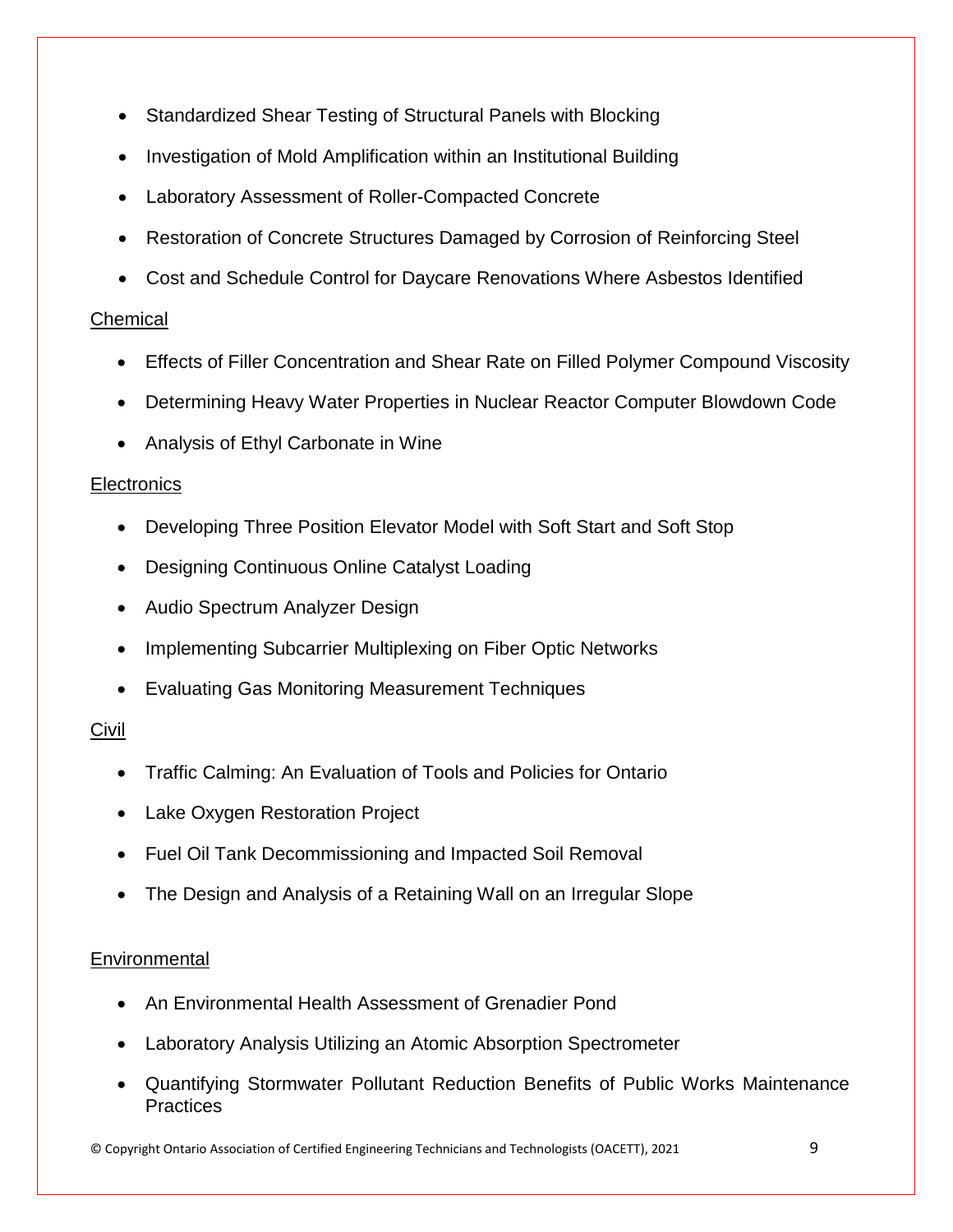- Standardized Shear Testing of Structural Panels with Blocking
- Investigation of Mold Amplification within an Institutional Building
- Laboratory Assessment of Roller-Compacted Concrete
- Restoration of Concrete Structures Damaged by Corrosion of Reinforcing Steel
- Cost and Schedule Control for Daycare Renovations Where Asbestos Identified

Chemical

- Effects of Filler Concentration and Shear Rate on Filled Polymer Compound Viscosity
- Determining Heavy Water Properties in Nuclear Reactor Computer Blowdown Code
- Analysis of Ethyl Carbonate in Wine

Electronics

- Developing Three Position Elevator Model with Soft Start and Soft Stop
- Designing Continuous Online Catalyst Loading
- Audio Spectrum Analyzer Design
- Implementing Subcarrier Multiplexing on Fiber Optic Networks
- Evaluating Gas Monitoring Measurement Techniques

Civil

- Traffic Calming: An Evaluation of Tools and Policies for Ontario
- Lake Oxygen Restoration Project
- Fuel Oil Tank Decommissioning and Impacted Soil Removal
- The Design and Analysis of a Retaining Wall on an Irregular Slope

Environmental

- An Environmental Health Assessment of Grenadier Pond
- Laboratory Analysis Utilizing an Atomic Absorption Spectrometer
- Quantifying Stormwater Pollutant Reduction Benefits of Public Works Maintenance Practices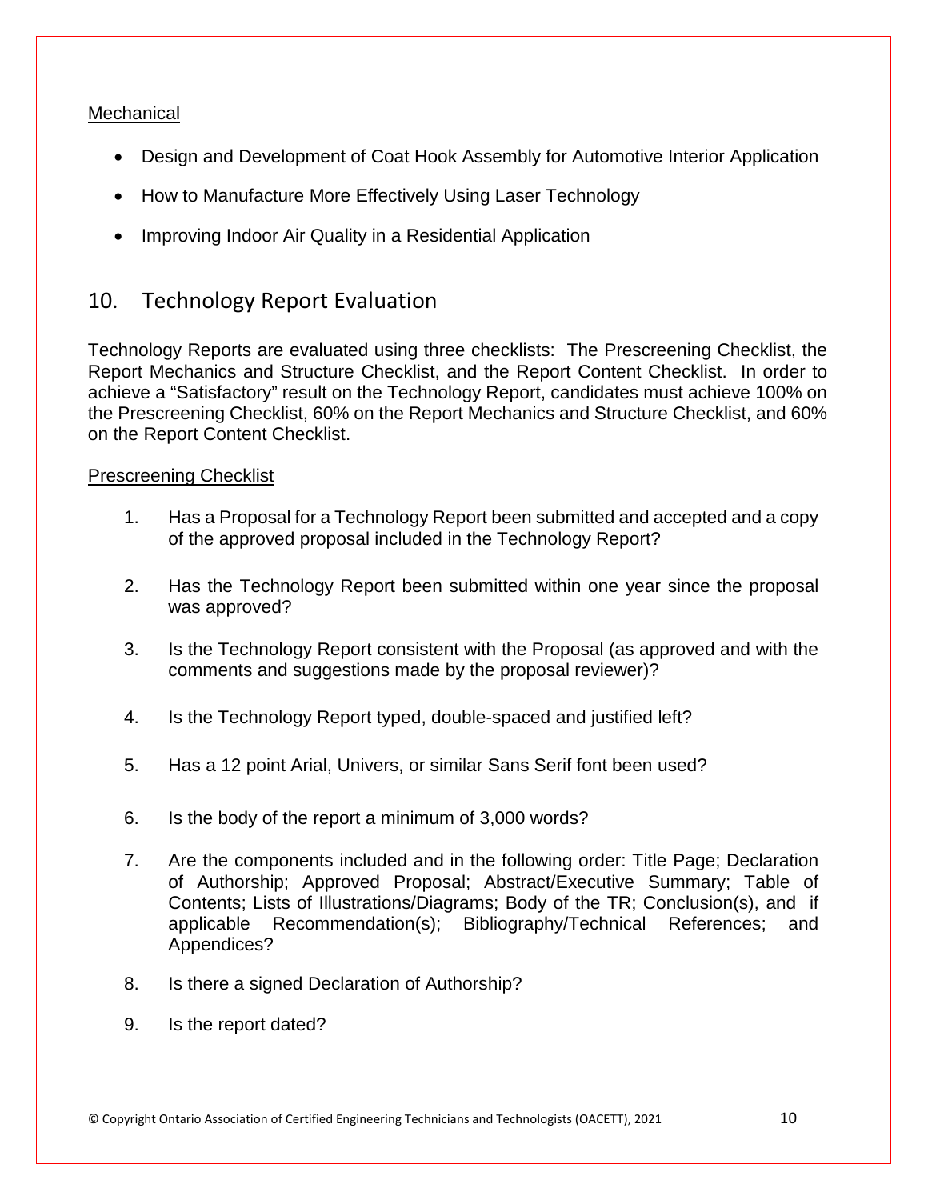Mechanical

- Design and Development of Coat Hook Assembly for Automotive Interior Application
- How to Manufacture More Effectively Using Laser Technology
- Improving Indoor Air Quality in a Residential Application

## 10. Technology Report Evaluation

Technology Reports are evaluated using three checklists: The Prescreening Checklist, the Report Mechanics and Structure Checklist, and the Report Content Checklist. In order to achieve a "Satisfactory" result on the Technology Report, candidates must achieve 100% on the Prescreening Checklist, 60% on the Report Mechanics and Structure Checklist, and 60% on the Report Content Checklist.

Prescreening Checklist

1. Has a Proposal for a Technology Report been submitted and accepted and a copy of the approved proposal included in the Technology Report?
2. Has the Technology Report been submitted within one year since the proposal was approved?
3. Is the Technology Report consistent with the Proposal (as approved and with the comments and suggestions made by the proposal reviewer)?
4. Is the Technology Report typed, double-spaced and justified left?
5. Has a 12 point Arial, Univers, or similar Sans Serif font been used?
6. Is the body of the report a minimum of 3,000 words?
7. Are the components included and in the following order: Title Page; Declaration of Authorship; Approved Proposal; Abstract/Executive Summary; Table of Contents; Lists of Illustrations/Diagrams; Body of the TR; Conclusion(s), and if applicable Recommendation(s); Bibliography/Technical References; and Appendices?
8. Is there a signed Declaration of Authorship?
9. Is the report dated?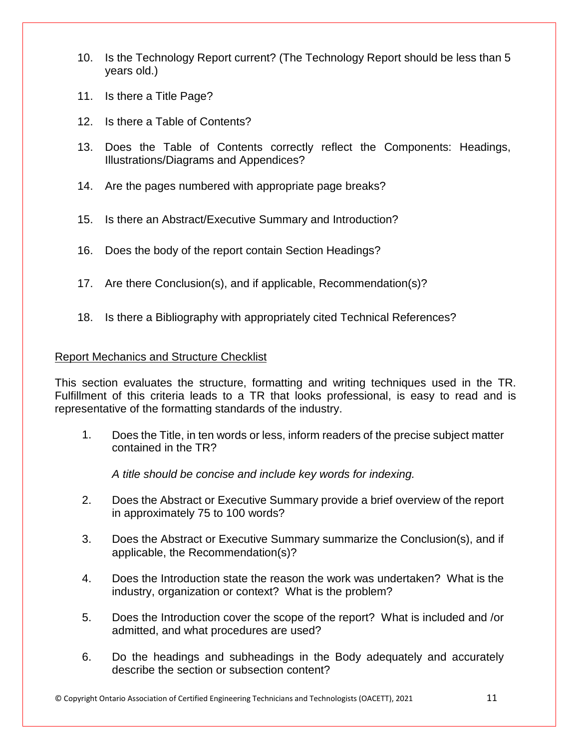10. Is the Technology Report current? (The Technology Report should be less than 5 years old.)

11. Is there a Title Page?

12. Is there a Table of Contents?

13. Does the Table of Contents correctly reflect the Components: Headings, Illustrations/Diagrams and Appendices?

14. Are the pages numbered with appropriate page breaks?

15. Is there an Abstract/Executive Summary and Introduction?

16. Does the body of the report contain Section Headings?

17. Are there Conclusion(s), and if applicable, Recommendation(s)?

18. Is there a Bibliography with appropriately cited Technical References?

<u>Report Mechanics and Structure Checklist</u>

This section evaluates the structure, formatting and writing techniques used in the TR. Fulfillment of this criteria leads to a TR that looks professional, is easy to read and is representative of the formatting standards of the industry.

1. Does the Title, in ten words or less, inform readers of the precise subject matter contained in the TR?

   *A title should be concise and include key words for indexing.*

2. Does the Abstract or Executive Summary provide a brief overview of the report in approximately 75 to 100 words?

3. Does the Abstract or Executive Summary summarize the Conclusion(s), and if applicable, the Recommendation(s)?

4. Does the Introduction state the reason the work was undertaken? What is the industry, organization or context? What is the problem?

5. Does the Introduction cover the scope of the report? What is included and /or admitted, and what procedures are used?

6. Do the headings and subheadings in the Body adequately and accurately describe the section or subsection content?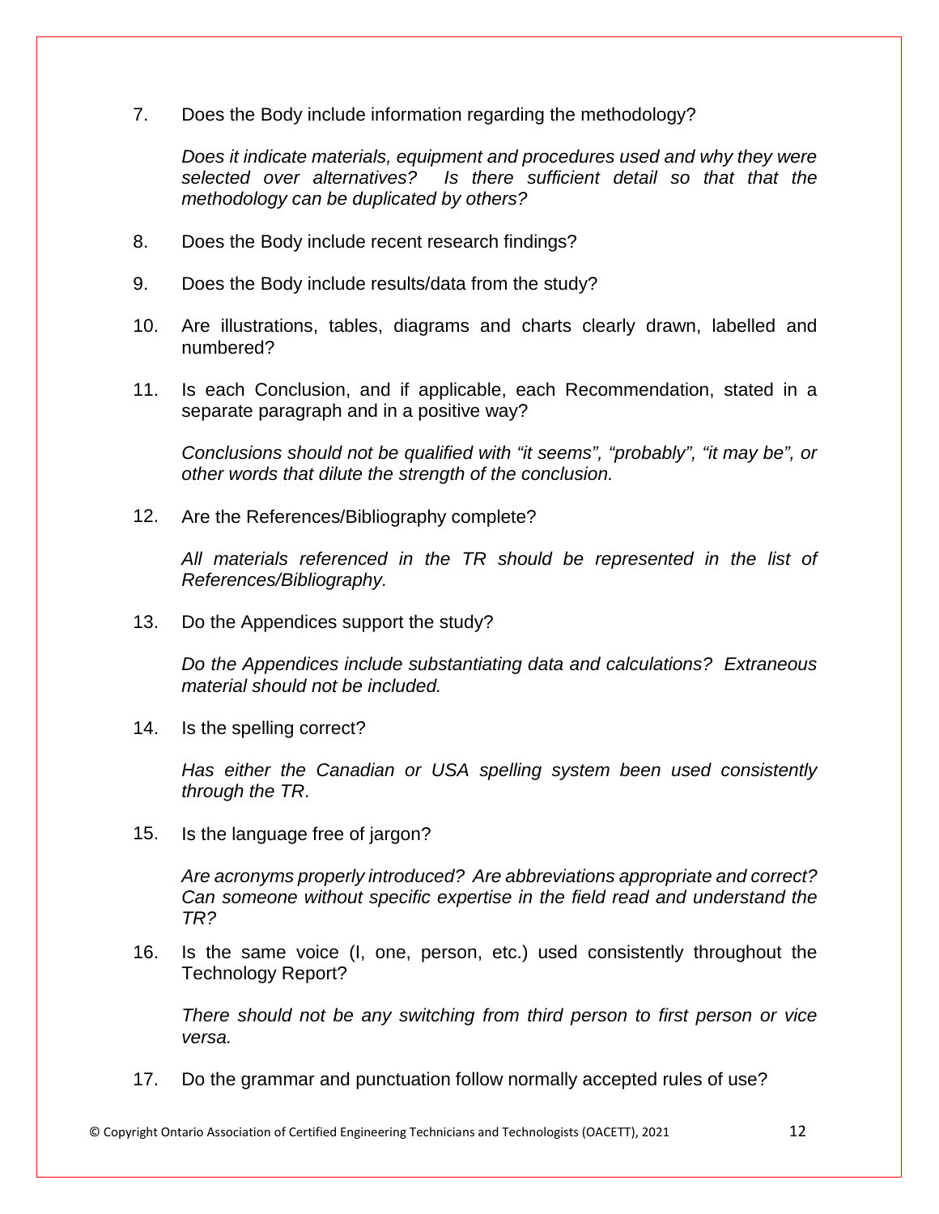7. Does the Body include information regarding the methodology?

   *Does it indicate materials, equipment and procedures used and why they were selected over alternatives? Is there sufficient detail so that that the methodology can be duplicated by others?*

8. Does the Body include recent research findings?

9. Does the Body include results/data from the study?

10. Are illustrations, tables, diagrams and charts clearly drawn, labelled and numbered?

11. Is each Conclusion, and if applicable, each Recommendation, stated in a separate paragraph and in a positive way?

    *Conclusions should not be qualified with "it seems", "probably", "it may be", or other words that dilute the strength of the conclusion.*

12. Are the References/Bibliography complete?

    *All materials referenced in the TR should be represented in the list of References/Bibliography.*

13. Do the Appendices support the study?

    *Do the Appendices include substantiating data and calculations? Extraneous material should not be included.*

14. Is the spelling correct?

    *Has either the Canadian or USA spelling system been used consistently through the TR*.

15. Is the language free of jargon?

    *Are acronyms properly introduced? Are abbreviations appropriate and correct? Can someone without specific expertise in the field read and understand the TR?*

16. Is the same voice (I, one, person, etc.) used consistently throughout the Technology Report?

    *There should not be any switching from third person to first person or vice versa.*

17. Do the grammar and punctuation follow normally accepted rules of use?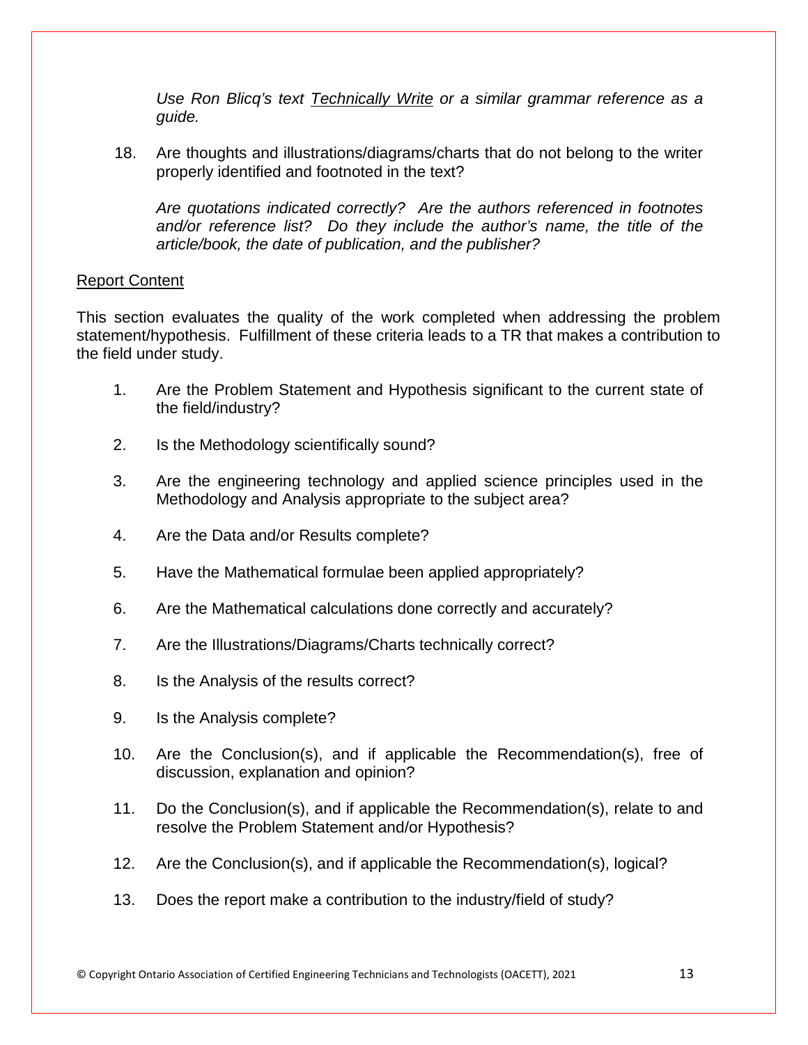*Use Ron Blicq's text Technically Write or a similar grammar reference as a guide.*

18. Are thoughts and illustrations/diagrams/charts that do not belong to the writer properly identified and footnoted in the text?

    *Are quotations indicated correctly? Are the authors referenced in footnotes and/or reference list? Do they include the author's name, the title of the article/book, the date of publication, and the publisher?*

<u>Report Content</u>

This section evaluates the quality of the work completed when addressing the problem statement/hypothesis. Fulfillment of these criteria leads to a TR that makes a contribution to the field under study.

1. Are the Problem Statement and Hypothesis significant to the current state of the field/industry?
2. Is the Methodology scientifically sound?
3. Are the engineering technology and applied science principles used in the Methodology and Analysis appropriate to the subject area?
4. Are the Data and/or Results complete?
5. Have the Mathematical formulae been applied appropriately?
6. Are the Mathematical calculations done correctly and accurately?
7. Are the Illustrations/Diagrams/Charts technically correct?
8. Is the Analysis of the results correct?
9. Is the Analysis complete?
10. Are the Conclusion(s), and if applicable the Recommendation(s), free of discussion, explanation and opinion?
11. Do the Conclusion(s), and if applicable the Recommendation(s), relate to and resolve the Problem Statement and/or Hypothesis?
12. Are the Conclusion(s), and if applicable the Recommendation(s), logical?
13. Does the report make a contribution to the industry/field of study?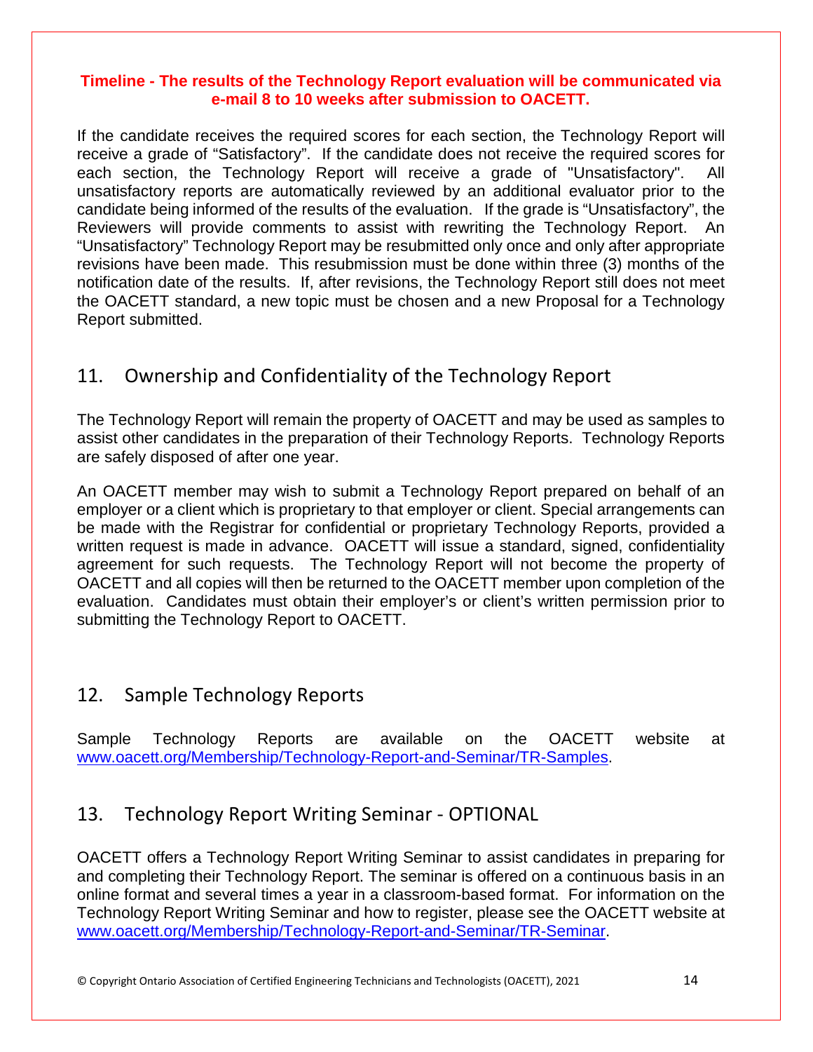**Timeline - The results of the Technology Report evaluation will be communicated via e-mail 8 to 10 weeks after submission to OACETT.**

If the candidate receives the required scores for each section, the Technology Report will receive a grade of “Satisfactory”. If the candidate does not receive the required scores for each section, the Technology Report will receive a grade of "Unsatisfactory". All unsatisfactory reports are automatically reviewed by an additional evaluator prior to the candidate being informed of the results of the evaluation. If the grade is “Unsatisfactory”, the Reviewers will provide comments to assist with rewriting the Technology Report. An “Unsatisfactory” Technology Report may be resubmitted only once and only after appropriate revisions have been made. This resubmission must be done within three (3) months of the notification date of the results. If, after revisions, the Technology Report still does not meet the OACETT standard, a new topic must be chosen and a new Proposal for a Technology Report submitted.

## 11. Ownership and Confidentiality of the Technology Report

The Technology Report will remain the property of OACETT and may be used as samples to assist other candidates in the preparation of their Technology Reports. Technology Reports are safely disposed of after one year.

An OACETT member may wish to submit a Technology Report prepared on behalf of an employer or a client which is proprietary to that employer or client. Special arrangements can be made with the Registrar for confidential or proprietary Technology Reports, provided a written request is made in advance. OACETT will issue a standard, signed, confidentiality agreement for such requests. The Technology Report will not become the property of OACETT and all copies will then be returned to the OACETT member upon completion of the evaluation. Candidates must obtain their employer’s or client’s written permission prior to submitting the Technology Report to OACETT.

## 12. Sample Technology Reports

Sample Technology Reports are available on the OACETT website at [www.oacett.org/Membership/Technology-Report-and-Seminar/TR-Samples](www.oacett.org/Membership/Technology-Report-and-Seminar/TR-Samples).

## 13. Technology Report Writing Seminar - OPTIONAL

OACETT offers a Technology Report Writing Seminar to assist candidates in preparing for and completing their Technology Report. The seminar is offered on a continuous basis in an online format and several times a year in a classroom-based format. For information on the Technology Report Writing Seminar and how to register, please see the OACETT website at [www.oacett.org/Membership/Technology-Report-and-Seminar/TR-Seminar](www.oacett.org/Membership/Technology-Report-and-Seminar/TR-Seminar).

© Copyright Ontario Association of Certified Engineering Technicians and Technologists (OACETT), 2021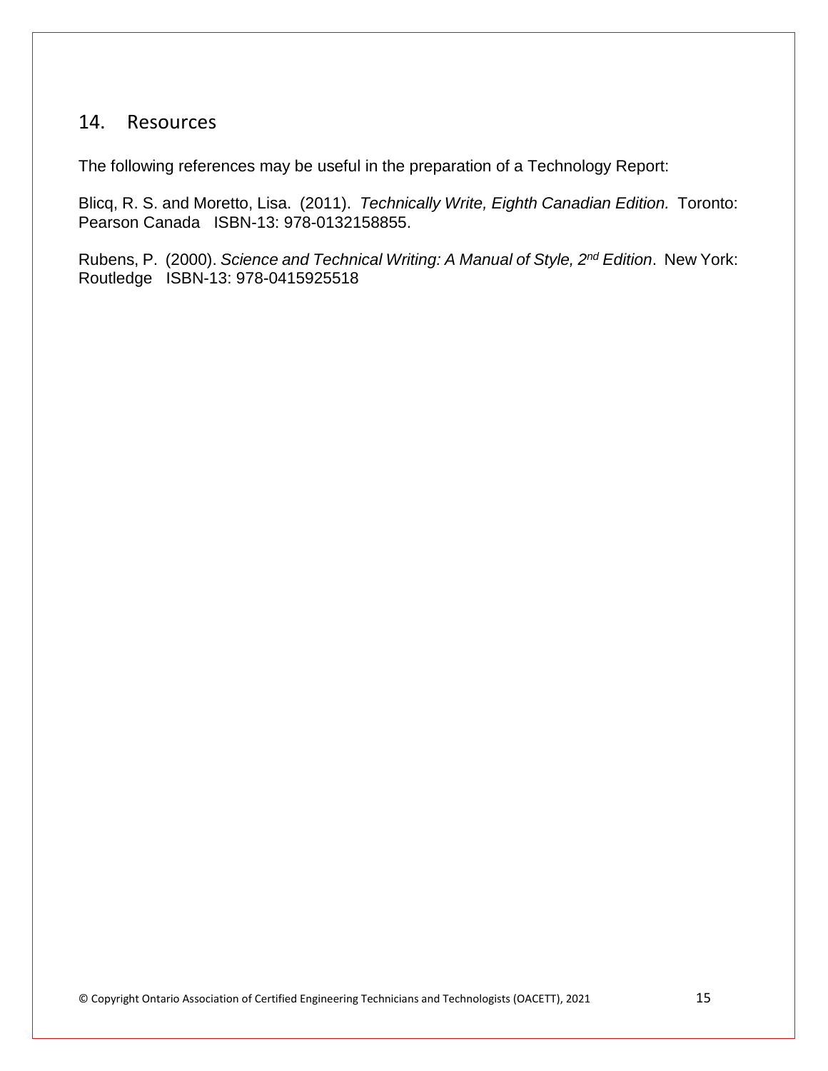## 14. Resources

The following references may be useful in the preparation of a Technology Report:

Blicq, R. S. and Moretto, Lisa. (2011). *Technically Write, Eighth Canadian Edition.* Toronto: Pearson Canada ISBN-13: 978-0132158855.

Rubens, P. (2000). *Science and Technical Writing: A Manual of Style, 2nd Edition*. New York: Routledge ISBN-13: 978-0415925518

© Copyright Ontario Association of Certified Engineering Technicians and Technologists (OACETT), 2021